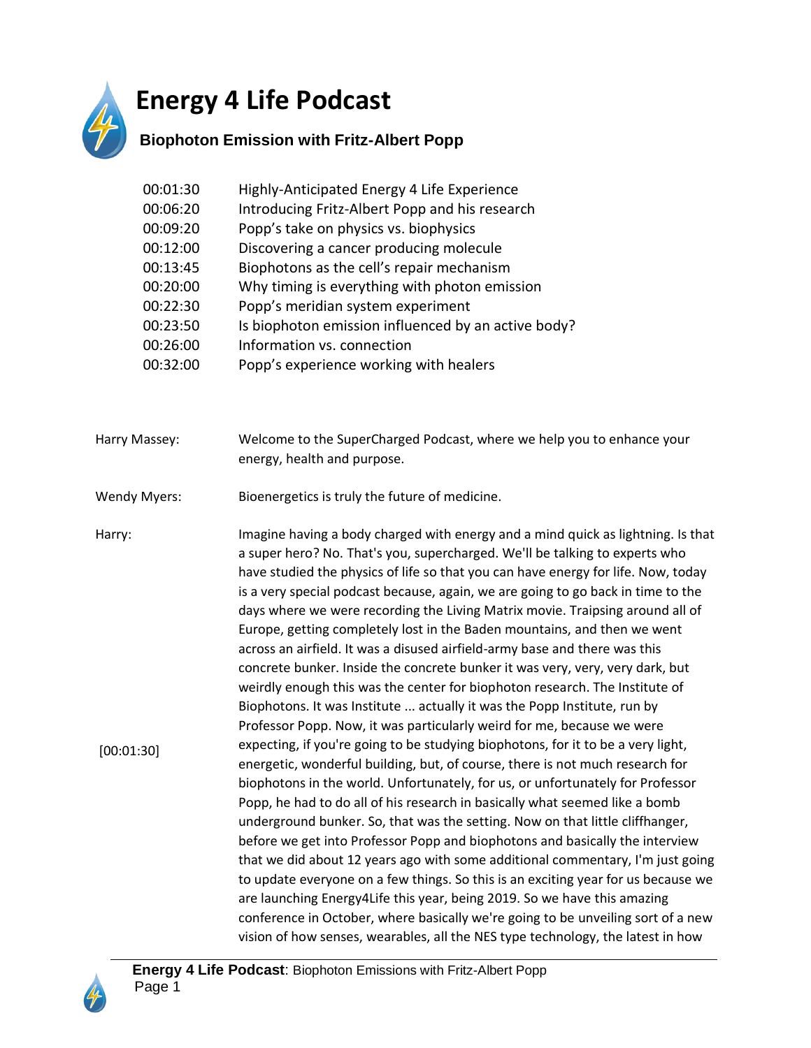# Energy 4 Life Podcast

## Biophoton Emission with Fritz-Albert Popp

| | |
|---|---|
| 00:01:30 | Highly-Anticipated Energy 4 Life Experience |
| 00:06:20 | Introducing Fritz-Albert Popp and his research |
| 00:09:20 | Popp's take on physics vs. biophysics |
| 00:12:00 | Discovering a cancer producing molecule |
| 00:13:45 | Biophotons as the cell's repair mechanism |
| 00:20:00 | Why timing is everything with photon emission |
| 00:22:30 | Popp's meridian system experiment |
| 00:23:50 | Is biophoton emission influenced by an active body? |
| 00:26:00 | Information vs. connection |
| 00:32:00 | Popp's experience working with healers |

Harry Massey: Welcome to the SuperCharged Podcast, where we help you to enhance your energy, health and purpose.

Wendy Myers: Bioenergetics is truly the future of medicine.

Harry: Imagine having a body charged with energy and a mind quick as lightning. Is that a super hero? No. That's you, supercharged. We'll be talking to experts who have studied the physics of life so that you can have energy for life. Now, today is a very special podcast because, again, we are going to go back in time to the days where we were recording the Living Matrix movie. Traipsing around all of Europe, getting completely lost in the Baden mountains, and then we went across an airfield. It was a disused airfield-army base and there was this concrete bunker. Inside the concrete bunker it was very, very, very dark, but weirdly enough this was the center for biophoton research. The Institute of Biophotons. It was Institute ... actually it was the Popp Institute, run by Professor Popp. Now, it was particularly weird for me, because we were expecting, if you're going to be studying biophotons, for it to be a very light, energetic, wonderful building, but, of course, there is not much research for biophotons in the world. Unfortunately, for us, or unfortunately for Professor Popp, he had to do all of his research in basically what seemed like a bomb underground bunker. So, that was the setting. Now on that little cliffhanger, before we get into Professor Popp and biophotons and basically the interview that we did about 12 years ago with some additional commentary, I'm just going to update everyone on a few things. So this is an exciting year for us because we are launching Energy4Life this year, being 2019. So we have this amazing conference in October, where basically we're going to be unveiling sort of a new vision of how senses, wearables, all the NES type technology, the latest in how

[00:01:30]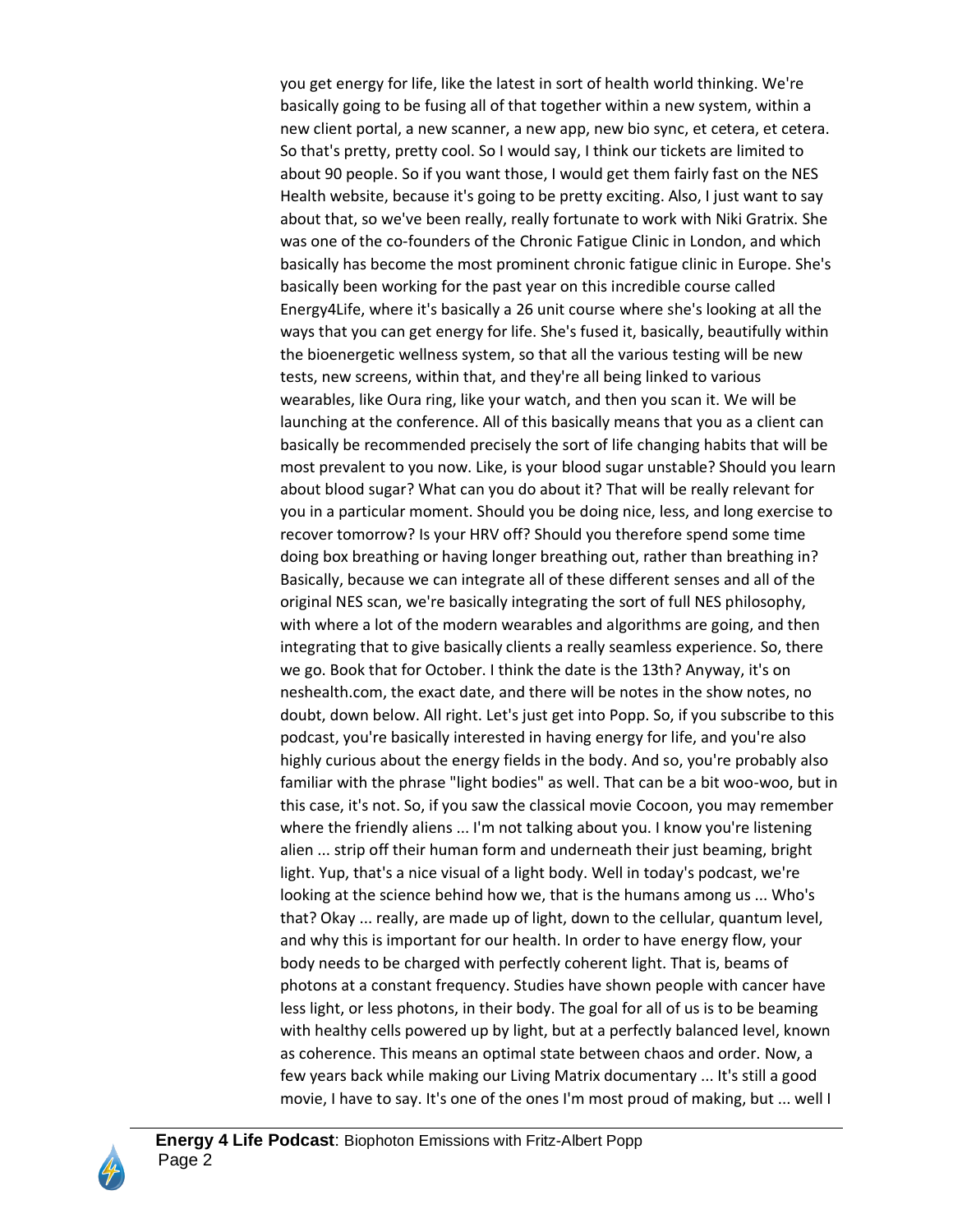you get energy for life, like the latest in sort of health world thinking. We're basically going to be fusing all of that together within a new system, within a new client portal, a new scanner, a new app, new bio sync, et cetera, et cetera. So that's pretty, pretty cool. So I would say, I think our tickets are limited to about 90 people. So if you want those, I would get them fairly fast on the NES Health website, because it's going to be pretty exciting. Also, I just want to say about that, so we've been really, really fortunate to work with Niki Gratrix. She was one of the co-founders of the Chronic Fatigue Clinic in London, and which basically has become the most prominent chronic fatigue clinic in Europe. She's basically been working for the past year on this incredible course called Energy4Life, where it's basically a 26 unit course where she's looking at all the ways that you can get energy for life. She's fused it, basically, beautifully within the bioenergetic wellness system, so that all the various testing will be new tests, new screens, within that, and they're all being linked to various wearables, like Oura ring, like your watch, and then you scan it. We will be launching at the conference. All of this basically means that you as a client can basically be recommended precisely the sort of life changing habits that will be most prevalent to you now. Like, is your blood sugar unstable? Should you learn about blood sugar? What can you do about it? That will be really relevant for you in a particular moment. Should you be doing nice, less, and long exercise to recover tomorrow? Is your HRV off? Should you therefore spend some time doing box breathing or having longer breathing out, rather than breathing in? Basically, because we can integrate all of these different senses and all of the original NES scan, we're basically integrating the sort of full NES philosophy, with where a lot of the modern wearables and algorithms are going, and then integrating that to give basically clients a really seamless experience. So, there we go. Book that for October. I think the date is the 13th? Anyway, it's on neshealth.com, the exact date, and there will be notes in the show notes, no doubt, down below. All right. Let's just get into Popp. So, if you subscribe to this podcast, you're basically interested in having energy for life, and you're also highly curious about the energy fields in the body. And so, you're probably also familiar with the phrase "light bodies" as well. That can be a bit woo-woo, but in this case, it's not. So, if you saw the classical movie Cocoon, you may remember where the friendly aliens ... I'm not talking about you. I know you're listening alien ... strip off their human form and underneath their just beaming, bright light. Yup, that's a nice visual of a light body. Well in today's podcast, we're looking at the science behind how we, that is the humans among us ... Who's that? Okay ... really, are made up of light, down to the cellular, quantum level, and why this is important for our health. In order to have energy flow, your body needs to be charged with perfectly coherent light. That is, beams of photons at a constant frequency. Studies have shown people with cancer have less light, or less photons, in their body. The goal for all of us is to be beaming with healthy cells powered up by light, but at a perfectly balanced level, known as coherence. This means an optimal state between chaos and order. Now, a few years back while making our Living Matrix documentary ... It's still a good movie, I have to say. It's one of the ones I'm most proud of making, but ... well I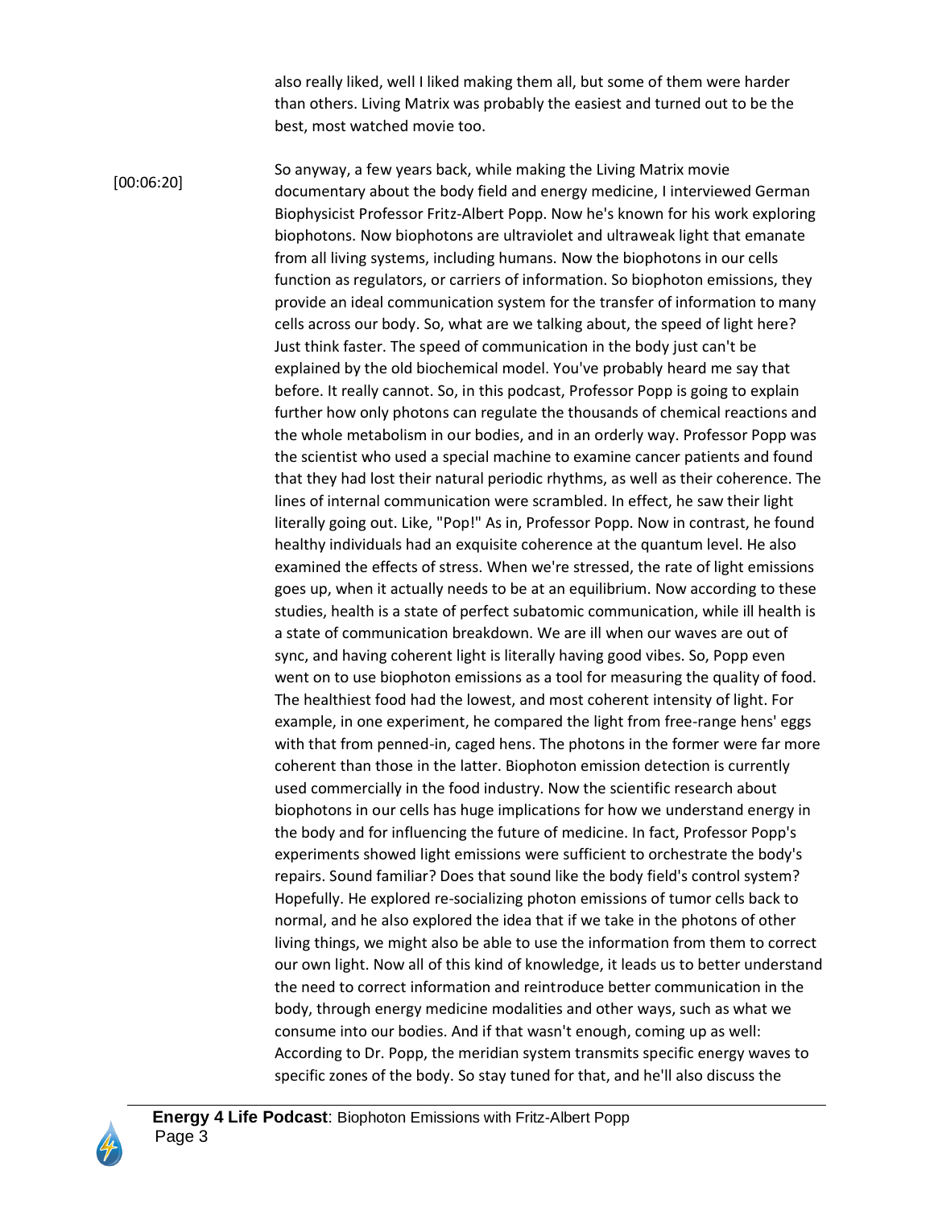also really liked, well I liked making them all, but some of them were harder than others. Living Matrix was probably the easiest and turned out to be the best, most watched movie too.

[00:06:20]

So anyway, a few years back, while making the Living Matrix movie documentary about the body field and energy medicine, I interviewed German Biophysicist Professor Fritz-Albert Popp. Now he's known for his work exploring biophotons. Now biophotons are ultraviolet and ultraweak light that emanate from all living systems, including humans. Now the biophotons in our cells function as regulators, or carriers of information. So biophoton emissions, they provide an ideal communication system for the transfer of information to many cells across our body. So, what are we talking about, the speed of light here? Just think faster. The speed of communication in the body just can't be explained by the old biochemical model. You've probably heard me say that before. It really cannot. So, in this podcast, Professor Popp is going to explain further how only photons can regulate the thousands of chemical reactions and the whole metabolism in our bodies, and in an orderly way. Professor Popp was the scientist who used a special machine to examine cancer patients and found that they had lost their natural periodic rhythms, as well as their coherence. The lines of internal communication were scrambled. In effect, he saw their light literally going out. Like, "Pop!" As in, Professor Popp. Now in contrast, he found healthy individuals had an exquisite coherence at the quantum level. He also examined the effects of stress. When we're stressed, the rate of light emissions goes up, when it actually needs to be at an equilibrium. Now according to these studies, health is a state of perfect subatomic communication, while ill health is a state of communication breakdown. We are ill when our waves are out of sync, and having coherent light is literally having good vibes. So, Popp even went on to use biophoton emissions as a tool for measuring the quality of food. The healthiest food had the lowest, and most coherent intensity of light. For example, in one experiment, he compared the light from free-range hens' eggs with that from penned-in, caged hens. The photons in the former were far more coherent than those in the latter. Biophoton emission detection is currently used commercially in the food industry. Now the scientific research about biophotons in our cells has huge implications for how we understand energy in the body and for influencing the future of medicine. In fact, Professor Popp's experiments showed light emissions were sufficient to orchestrate the body's repairs. Sound familiar? Does that sound like the body field's control system? Hopefully. He explored re-socializing photon emissions of tumor cells back to normal, and he also explored the idea that if we take in the photons of other living things, we might also be able to use the information from them to correct our own light. Now all of this kind of knowledge, it leads us to better understand the need to correct information and reintroduce better communication in the body, through energy medicine modalities and other ways, such as what we consume into our bodies. And if that wasn't enough, coming up as well: According to Dr. Popp, the meridian system transmits specific energy waves to specific zones of the body. So stay tuned for that, and he'll also discuss the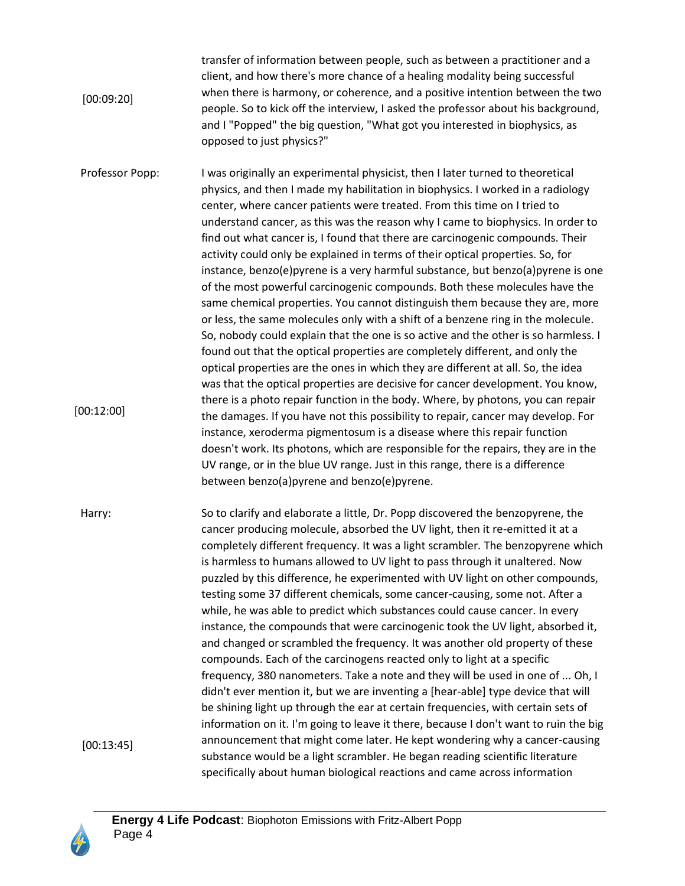[00:09:20] transfer of information between people, such as between a practitioner and a client, and how there's more chance of a healing modality being successful when there is harmony, or coherence, and a positive intention between the two people. So to kick off the interview, I asked the professor about his background, and I "Popped" the big question, "What got you interested in biophysics, as opposed to just physics?"

**Professor Popp:** I was originally an experimental physicist, then I later turned to theoretical physics, and then I made my habilitation in biophysics. I worked in a radiology center, where cancer patients were treated. From this time on I tried to understand cancer, as this was the reason why I came to biophysics. In order to find out what cancer is, I found that there are carcinogenic compounds. Their activity could only be explained in terms of their optical properties. So, for instance, benzo(e)pyrene is a very harmful substance, but benzo(a)pyrene is one of the most powerful carcinogenic compounds. Both these molecules have the same chemical properties. You cannot distinguish them because they are, more or less, the same molecules only with a shift of a benzene ring in the molecule. So, nobody could explain that the one is so active and the other is so harmless. I found out that the optical properties are completely different, and only the optical properties are the ones in which they are different at all. So, the idea was that the optical properties are decisive for cancer development. You know, there is a photo repair function in the body. Where, by photons, you can repair the damages. If you have not this possibility to repair, cancer may develop. For instance, xeroderma pigmentosum is a disease where this repair function doesn't work. Its photons, which are responsible for the repairs, they are in the UV range, or in the blue UV range. Just in this range, there is a difference between benzo(a)pyrene and benzo(e)pyrene.

[00:12:00]

**Harry:** So to clarify and elaborate a little, Dr. Popp discovered the benzopyrene, the cancer producing molecule, absorbed the UV light, then it re-emitted it at a completely different frequency. It was a light scrambler. The benzopyrene which is harmless to humans allowed to UV light to pass through it unaltered. Now puzzled by this difference, he experimented with UV light on other compounds, testing some 37 different chemicals, some cancer-causing, some not. After a while, he was able to predict which substances could cause cancer. In every instance, the compounds that were carcinogenic took the UV light, absorbed it, and changed or scrambled the frequency. It was another old property of these compounds. Each of the carcinogens reacted only to light at a specific frequency, 380 nanometers. Take a note and they will be used in one of ... Oh, I didn't ever mention it, but we are inventing a [hear-able] type device that will be shining light up through the ear at certain frequencies, with certain sets of information on it. I'm going to leave it there, because I don't want to ruin the big announcement that might come later. He kept wondering why a cancer-causing substance would be a light scrambler. He began reading scientific literature specifically about human biological reactions and came across information

[00:13:45]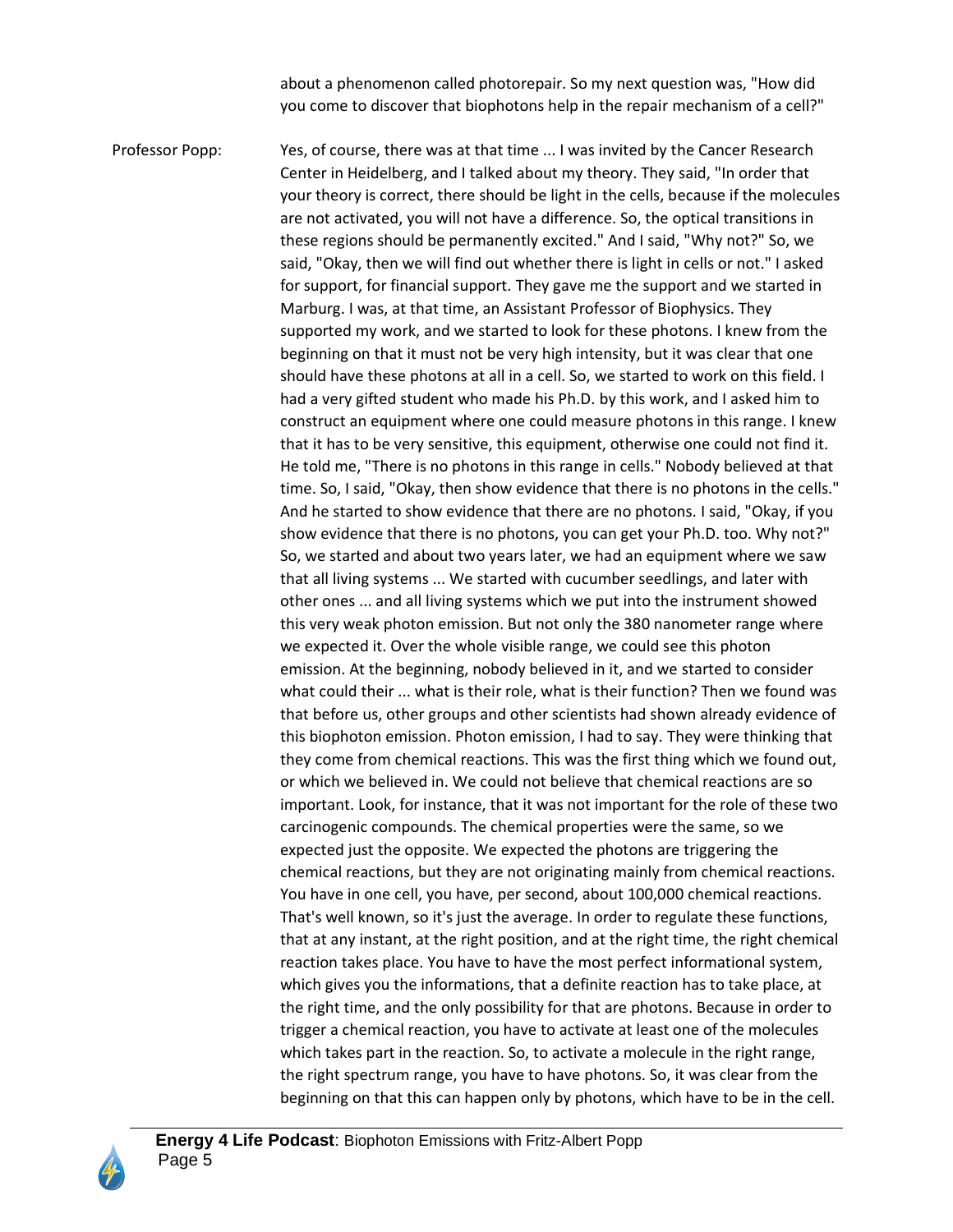about a phenomenon called photorepair. So my next question was, "How did you come to discover that biophotons help in the repair mechanism of a cell?"

Professor Popp: Yes, of course, there was at that time ... I was invited by the Cancer Research Center in Heidelberg, and I talked about my theory. They said, "In order that your theory is correct, there should be light in the cells, because if the molecules are not activated, you will not have a difference. So, the optical transitions in these regions should be permanently excited." And I said, "Why not?" So, we said, "Okay, then we will find out whether there is light in cells or not." I asked for support, for financial support. They gave me the support and we started in Marburg. I was, at that time, an Assistant Professor of Biophysics. They supported my work, and we started to look for these photons. I knew from the beginning on that it must not be very high intensity, but it was clear that one should have these photons at all in a cell. So, we started to work on this field. I had a very gifted student who made his Ph.D. by this work, and I asked him to construct an equipment where one could measure photons in this range. I knew that it has to be very sensitive, this equipment, otherwise one could not find it. He told me, "There is no photons in this range in cells." Nobody believed at that time. So, I said, "Okay, then show evidence that there is no photons in the cells." And he started to show evidence that there are no photons. I said, "Okay, if you show evidence that there is no photons, you can get your Ph.D. too. Why not?" So, we started and about two years later, we had an equipment where we saw that all living systems ... We started with cucumber seedlings, and later with other ones ... and all living systems which we put into the instrument showed this very weak photon emission. But not only the 380 nanometer range where we expected it. Over the whole visible range, we could see this photon emission. At the beginning, nobody believed in it, and we started to consider what could their ... what is their role, what is their function? Then we found was that before us, other groups and other scientists had shown already evidence of this biophoton emission. Photon emission, I had to say. They were thinking that they come from chemical reactions. This was the first thing which we found out, or which we believed in. We could not believe that chemical reactions are so important. Look, for instance, that it was not important for the role of these two carcinogenic compounds. The chemical properties were the same, so we expected just the opposite. We expected the photons are triggering the chemical reactions, but they are not originating mainly from chemical reactions. You have in one cell, you have, per second, about 100,000 chemical reactions. That's well known, so it's just the average. In order to regulate these functions, that at any instant, at the right position, and at the right time, the right chemical reaction takes place. You have to have the most perfect informational system, which gives you the informations, that a definite reaction has to take place, at the right time, and the only possibility for that are photons. Because in order to trigger a chemical reaction, you have to activate at least one of the molecules which takes part in the reaction. So, to activate a molecule in the right range, the right spectrum range, you have to have photons. So, it was clear from the beginning on that this can happen only by photons, which have to be in the cell.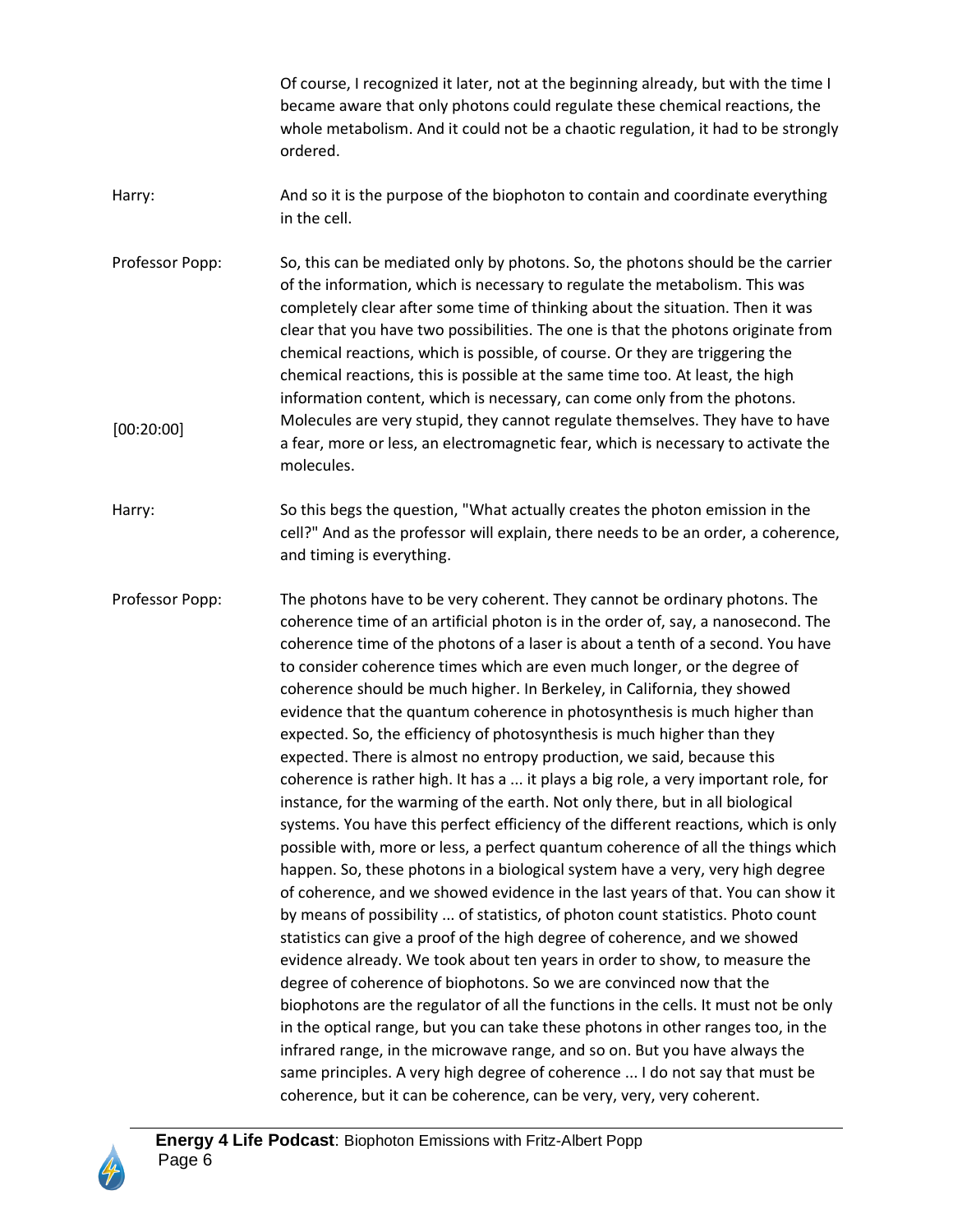Of course, I recognized it later, not at the beginning already, but with the time I became aware that only photons could regulate these chemical reactions, the whole metabolism. And it could not be a chaotic regulation, it had to be strongly ordered.

**Harry:** And so it is the purpose of the biophoton to contain and coordinate everything in the cell.

**Professor Popp:** So, this can be mediated only by photons. So, the photons should be the carrier of the information, which is necessary to regulate the metabolism. This was completely clear after some time of thinking about the situation. Then it was clear that you have two possibilities. The one is that the photons originate from chemical reactions, which is possible, of course. Or they are triggering the chemical reactions, this is possible at the same time too. At least, the high information content, which is necessary, can come only from the photons. Molecules are very stupid, they cannot regulate themselves. They have to have a fear, more or less, an electromagnetic fear, which is necessary to activate the molecules.

[00:20:00]

**Harry:** So this begs the question, "What actually creates the photon emission in the cell?" And as the professor will explain, there needs to be an order, a coherence, and timing is everything.

**Professor Popp:** The photons have to be very coherent. They cannot be ordinary photons. The coherence time of an artificial photon is in the order of, say, a nanosecond. The coherence time of the photons of a laser is about a tenth of a second. You have to consider coherence times which are even much longer, or the degree of coherence should be much higher. In Berkeley, in California, they showed evidence that the quantum coherence in photosynthesis is much higher than expected. So, the efficiency of photosynthesis is much higher than they expected. There is almost no entropy production, we said, because this coherence is rather high. It has a ... it plays a big role, a very important role, for instance, for the warming of the earth. Not only there, but in all biological systems. You have this perfect efficiency of the different reactions, which is only possible with, more or less, a perfect quantum coherence of all the things which happen. So, these photons in a biological system have a very, very high degree of coherence, and we showed evidence in the last years of that. You can show it by means of possibility ... of statistics, of photon count statistics. Photo count statistics can give a proof of the high degree of coherence, and we showed evidence already. We took about ten years in order to show, to measure the degree of coherence of biophotons. So we are convinced now that the biophotons are the regulator of all the functions in the cells. It must not be only in the optical range, but you can take these photons in other ranges too, in the infrared range, in the microwave range, and so on. But you have always the same principles. A very high degree of coherence ... I do not say that must be coherence, but it can be coherence, can be very, very, very coherent.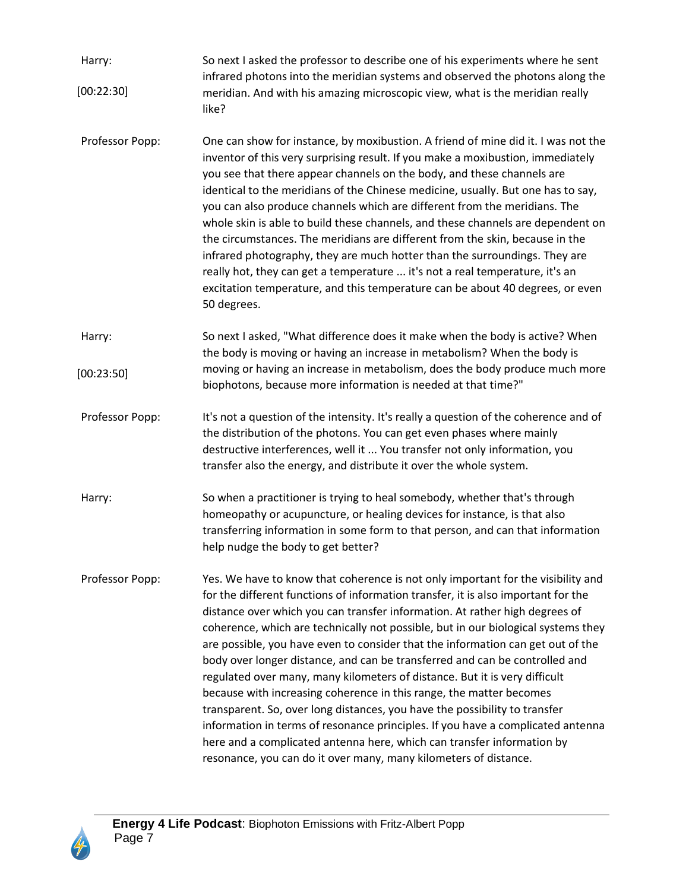**Harry:** [00:22:30]

So next I asked the professor to describe one of his experiments where he sent infrared photons into the meridian systems and observed the photons along the meridian. And with his amazing microscopic view, what is the meridian really like?

**Professor Popp:**

One can show for instance, by moxibustion. A friend of mine did it. I was not the inventor of this very surprising result. If you make a moxibustion, immediately you see that there appear channels on the body, and these channels are identical to the meridians of the Chinese medicine, usually. But one has to say, you can also produce channels which are different from the meridians. The whole skin is able to build these channels, and these channels are dependent on the circumstances. The meridians are different from the skin, because in the infrared photography, they are much hotter than the surroundings. They are really hot, they can get a temperature ... it's not a real temperature, it's an excitation temperature, and this temperature can be about 40 degrees, or even 50 degrees.

**Harry:** [00:23:50]

So next I asked, "What difference does it make when the body is active? When the body is moving or having an increase in metabolism? When the body is moving or having an increase in metabolism, does the body produce much more biophotons, because more information is needed at that time?"

**Professor Popp:**

It's not a question of the intensity. It's really a question of the coherence and of the distribution of the photons. You can get even phases where mainly destructive interferences, well it ... You transfer not only information, you transfer also the energy, and distribute it over the whole system.

**Harry:**

So when a practitioner is trying to heal somebody, whether that's through homeopathy or acupuncture, or healing devices for instance, is that also transferring information in some form to that person, and can that information help nudge the body to get better?

**Professor Popp:**

Yes. We have to know that coherence is not only important for the visibility and for the different functions of information transfer, it is also important for the distance over which you can transfer information. At rather high degrees of coherence, which are technically not possible, but in our biological systems they are possible, you have even to consider that the information can get out of the body over longer distance, and can be transferred and can be controlled and regulated over many, many kilometers of distance. But it is very difficult because with increasing coherence in this range, the matter becomes transparent. So, over long distances, you have the possibility to transfer information in terms of resonance principles. If you have a complicated antenna here and a complicated antenna here, which can transfer information by resonance, you can do it over many, many kilometers of distance.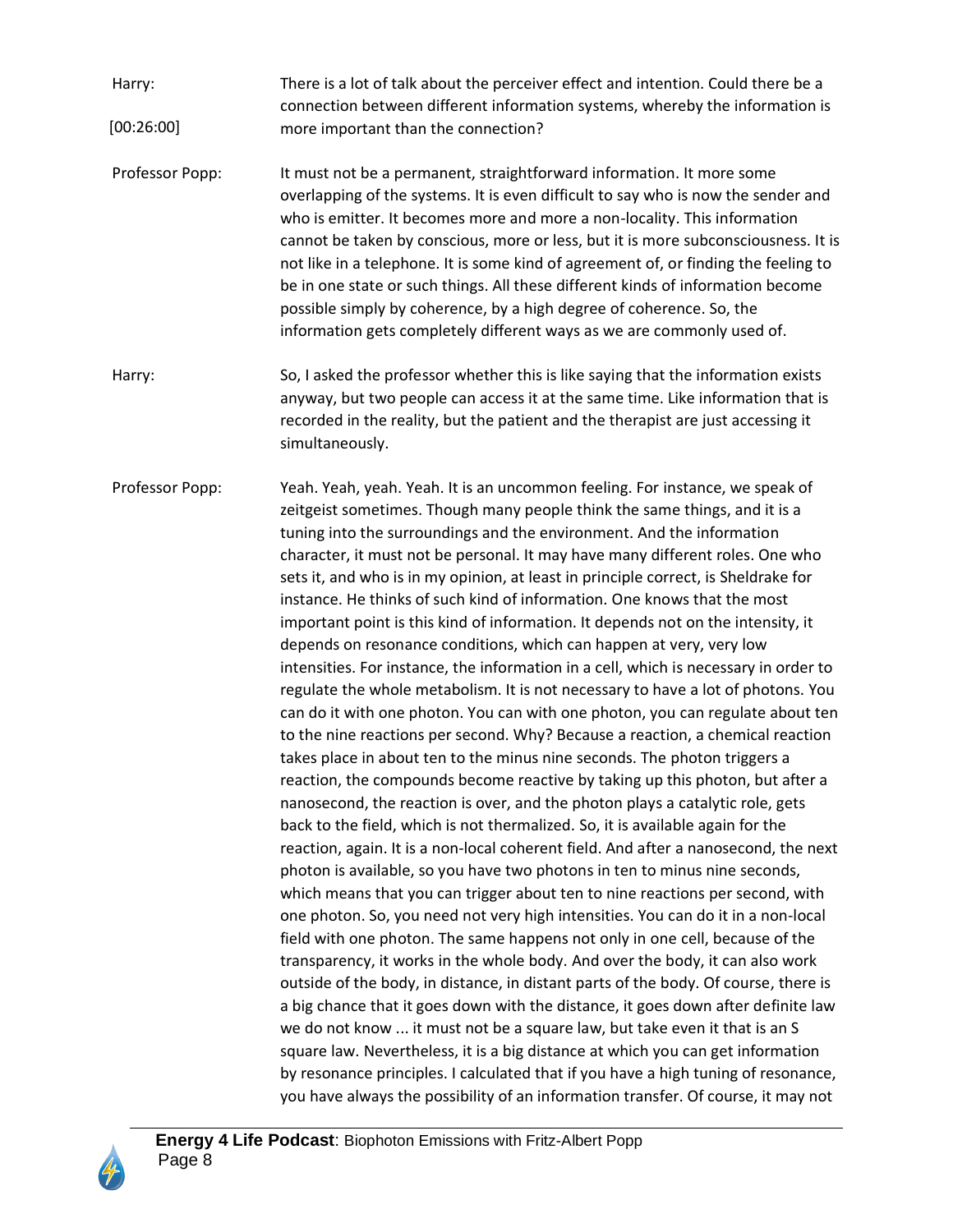**Harry:** [00:26:00] There is a lot of talk about the perceiver effect and intention. Could there be a connection between different information systems, whereby the information is more important than the connection?

**Professor Popp:** It must not be a permanent, straightforward information. It more some overlapping of the systems. It is even difficult to say who is now the sender and who is emitter. It becomes more and more a non-locality. This information cannot be taken by conscious, more or less, but it is more subconsciousness. It is not like in a telephone. It is some kind of agreement of, or finding the feeling to be in one state or such things. All these different kinds of information become possible simply by coherence, by a high degree of coherence. So, the information gets completely different ways as we are commonly used of.

**Harry:** So, I asked the professor whether this is like saying that the information exists anyway, but two people can access it at the same time. Like information that is recorded in the reality, but the patient and the therapist are just accessing it simultaneously.

**Professor Popp:** Yeah. Yeah, yeah. Yeah. It is an uncommon feeling. For instance, we speak of zeitgeist sometimes. Though many people think the same things, and it is a tuning into the surroundings and the environment. And the information character, it must not be personal. It may have many different roles. One who sets it, and who is in my opinion, at least in principle correct, is Sheldrake for instance. He thinks of such kind of information. One knows that the most important point is this kind of information. It depends not on the intensity, it depends on resonance conditions, which can happen at very, very low intensities. For instance, the information in a cell, which is necessary in order to regulate the whole metabolism. It is not necessary to have a lot of photons. You can do it with one photon. You can with one photon, you can regulate about ten to the nine reactions per second. Why? Because a reaction, a chemical reaction takes place in about ten to the minus nine seconds. The photon triggers a reaction, the compounds become reactive by taking up this photon, but after a nanosecond, the reaction is over, and the photon plays a catalytic role, gets back to the field, which is not thermalized. So, it is available again for the reaction, again. It is a non-local coherent field. And after a nanosecond, the next photon is available, so you have two photons in ten to minus nine seconds, which means that you can trigger about ten to nine reactions per second, with one photon. So, you need not very high intensities. You can do it in a non-local field with one photon. The same happens not only in one cell, because of the transparency, it works in the whole body. And over the body, it can also work outside of the body, in distance, in distant parts of the body. Of course, there is a big chance that it goes down with the distance, it goes down after definite law we do not know ... it must not be a square law, but take even it that is an S square law. Nevertheless, it is a big distance at which you can get information by resonance principles. I calculated that if you have a high tuning of resonance, you have always the possibility of an information transfer. Of course, it may not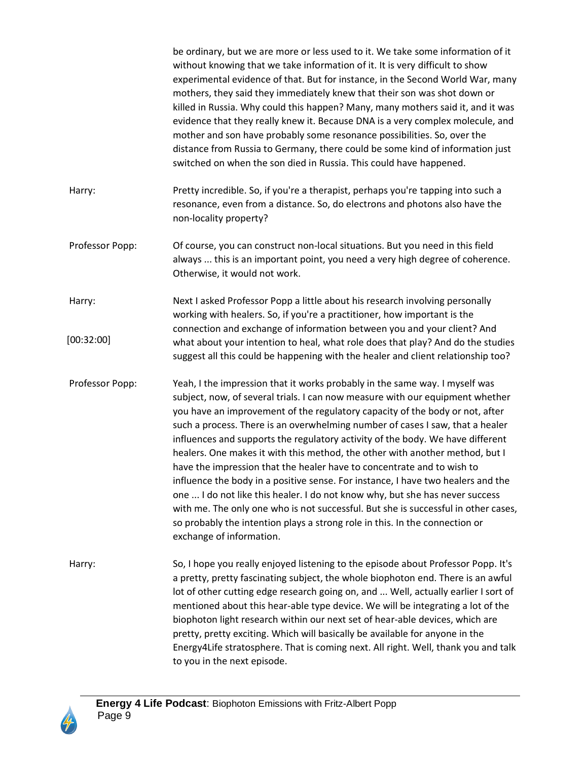be ordinary, but we are more or less used to it. We take some information of it without knowing that we take information of it. It is very difficult to show experimental evidence of that. But for instance, in the Second World War, many mothers, they said they immediately knew that their son was shot down or killed in Russia. Why could this happen? Many, many mothers said it, and it was evidence that they really knew it. Because DNA is a very complex molecule, and mother and son have probably some resonance possibilities. So, over the distance from Russia to Germany, there could be some kind of information just switched on when the son died in Russia. This could have happened.

**Harry:** Pretty incredible. So, if you're a therapist, perhaps you're tapping into such a resonance, even from a distance. So, do electrons and photons also have the non-locality property?

**Professor Popp:** Of course, you can construct non-local situations. But you need in this field always ... this is an important point, you need a very high degree of coherence. Otherwise, it would not work.

**Harry:** Next I asked Professor Popp a little about his research involving personally working with healers. So, if you're a practitioner, how important is the connection and exchange of information between you and your client? And what about your intention to heal, what role does that play? And do the studies suggest all this could be happening with the healer and client relationship too?

[00:32:00]

**Professor Popp:** Yeah, I the impression that it works probably in the same way. I myself was subject, now, of several trials. I can now measure with our equipment whether you have an improvement of the regulatory capacity of the body or not, after such a process. There is an overwhelming number of cases I saw, that a healer influences and supports the regulatory activity of the body. We have different healers. One makes it with this method, the other with another method, but I have the impression that the healer have to concentrate and to wish to influence the body in a positive sense. For instance, I have two healers and the one ... I do not like this healer. I do not know why, but she has never success with me. The only one who is not successful. But she is successful in other cases, so probably the intention plays a strong role in this. In the connection or exchange of information.

**Harry:** So, I hope you really enjoyed listening to the episode about Professor Popp. It's a pretty, pretty fascinating subject, the whole biophoton end. There is an awful lot of other cutting edge research going on, and ... Well, actually earlier I sort of mentioned about this hear-able type device. We will be integrating a lot of the biophoton light research within our next set of hear-able devices, which are pretty, pretty exciting. Which will basically be available for anyone in the Energy4Life stratosphere. That is coming next. All right. Well, thank you and talk to you in the next episode.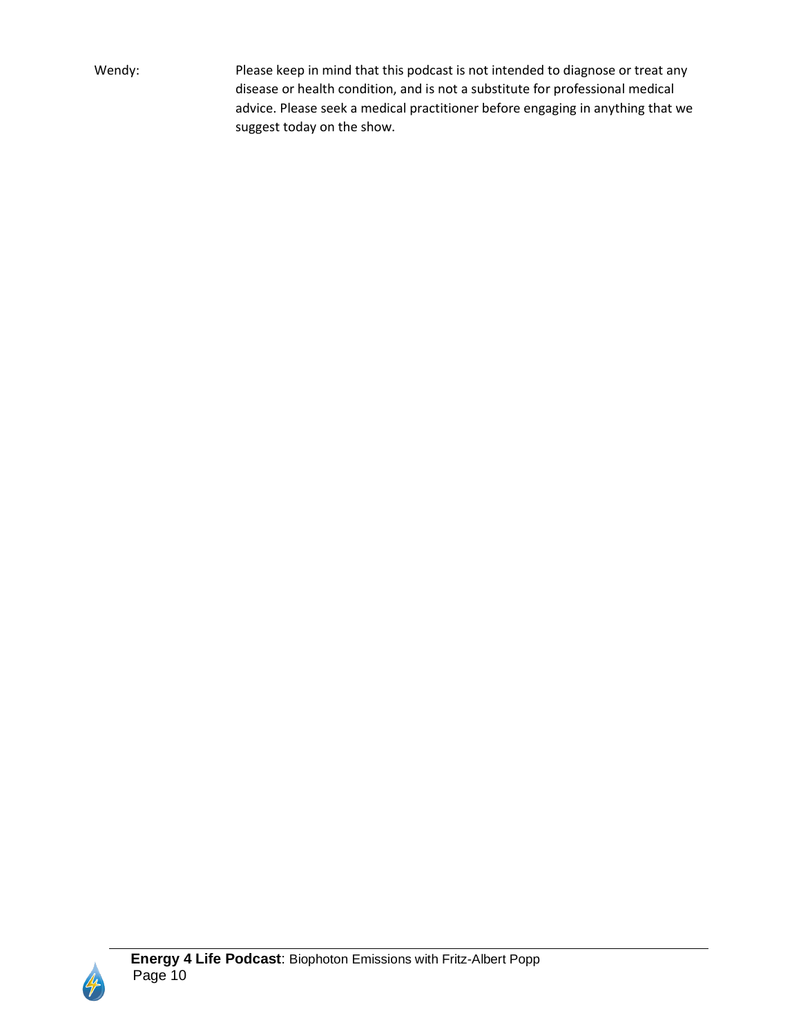Wendy: Please keep in mind that this podcast is not intended to diagnose or treat any disease or health condition, and is not a substitute for professional medical advice. Please seek a medical practitioner before engaging in anything that we suggest today on the show.